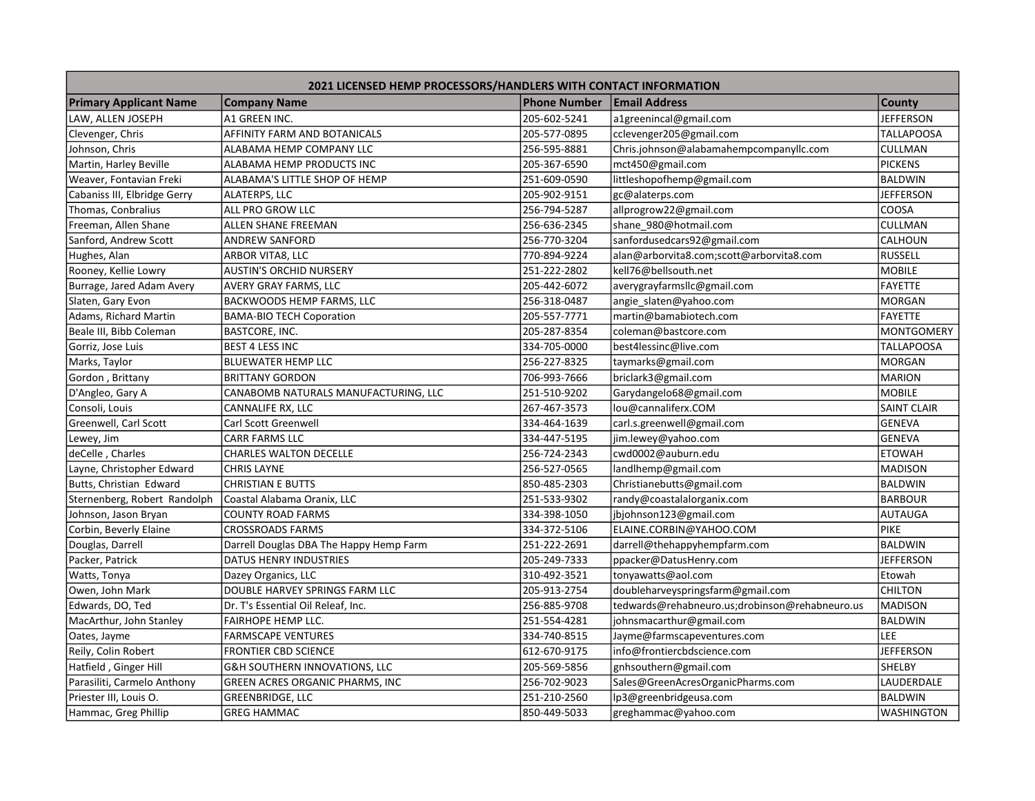| 2021 LICENSED HEMP PROCESSORS/HANDLERS WITH CONTACT INFORMATION | | | | |
|---|---|---|---|---|
| **Primary Applicant Name** | **Company Name** | **Phone Number** | **Email Address** | **County** |
| LAW, ALLEN JOSEPH | A1 GREEN INC. | 205-602-5241 | a1greenincal@gmail.com | JEFFERSON |
| Clevenger, Chris | AFFINITY FARM AND BOTANICALS | 205-577-0895 | cclevenger205@gmail.com | TALLAPOOSA |
| Johnson, Chris | ALABAMA HEMP COMPANY LLC | 256-595-8881 | Chris.johnson@alabamahempcompanyllc.com | CULLMAN |
| Martin, Harley Beville | ALABAMA HEMP PRODUCTS INC | 205-367-6590 | mct450@gmail.com | PICKENS |
| Weaver, Fontavian Freki | ALABAMA'S LITTLE SHOP OF HEMP | 251-609-0590 | littleshopofhemp@gmail.com | BALDWIN |
| Cabaniss III, Elbridge Gerry | ALATERPS, LLC | 205-902-9151 | gc@alaterps.com | JEFFERSON |
| Thomas, Conbralius | ALL PRO GROW LLC | 256-794-5287 | allprogrow22@gmail.com | COOSA |
| Freeman, Allen Shane | ALLEN SHANE FREEMAN | 256-636-2345 | shane_980@hotmail.com | CULLMAN |
| Sanford, Andrew Scott | ANDREW SANFORD | 256-770-3204 | sanfordusedcars92@gmail.com | CALHOUN |
| Hughes, Alan | ARBOR VITA8, LLC | 770-894-9224 | alan@arborvita8.com;scott@arborvita8.com | RUSSELL |
| Rooney, Kellie Lowry | AUSTIN'S ORCHID NURSERY | 251-222-2802 | kell76@bellsouth.net | MOBILE |
| Burrage, Jared Adam Avery | AVERY GRAY FARMS, LLC | 205-442-6072 | averygrayfarmsllc@gmail.com | FAYETTE |
| Slaten, Gary Evon | BACKWOODS HEMP FARMS, LLC | 256-318-0487 | angie_slaten@yahoo.com | MORGAN |
| Adams, Richard Martin | BAMA-BIO TECH Coporation | 205-557-7771 | martin@bamabiotech.com | FAYETTE |
| Beale III, Bibb Coleman | BASTCORE, INC. | 205-287-8354 | coleman@bastcore.com | MONTGOMERY |
| Gorriz, Jose Luis | BEST 4 LESS INC | 334-705-0000 | best4lessinc@live.com | TALLAPOOSA |
| Marks, Taylor | BLUEWATER HEMP LLC | 256-227-8325 | taymarks@gmail.com | MORGAN |
| Gordon , Brittany | BRITTANY GORDON | 706-993-7666 | briclark3@gmail.com | MARION |
| D'Angleo, Gary A | CANABOMB NATURALS MANUFACTURING, LLC | 251-510-9202 | Garydangelo68@gmail.com | MOBILE |
| Consoli, Louis | CANNALIFE RX, LLC | 267-467-3573 | lou@cannaliferx.COM | SAINT CLAIR |
| Greenwell, Carl Scott | Carl Scott Greenwell | 334-464-1639 | carl.s.greenwell@gmail.com | GENEVA |
| Lewey, Jim | CARR FARMS LLC | 334-447-5195 | jim.lewey@yahoo.com | GENEVA |
| deCelle , Charles | CHARLES WALTON DECELLE | 256-724-2343 | cwd0002@auburn.edu | ETOWAH |
| Layne, Christopher Edward | CHRIS LAYNE | 256-527-0565 | landlhemp@gmail.com | MADISON |
| Butts, Christian Edward | CHRISTIAN E BUTTS | 850-485-2303 | Christianebutts@gmail.com | BALDWIN |
| Sternenberg, Robert Randolph | Coastal Alabama Oranix, LLC | 251-533-9302 | randy@coastalalorganix.com | BARBOUR |
| Johnson, Jason Bryan | COUNTY ROAD FARMS | 334-398-1050 | jbjohnson123@gmail.com | AUTAUGA |
| Corbin, Beverly Elaine | CROSSROADS FARMS | 334-372-5106 | ELAINE.CORBIN@YAHOO.COM | PIKE |
| Douglas, Darrell | Darrell Douglas DBA The Happy Hemp Farm | 251-222-2691 | darrell@thehappyhempfarm.com | BALDWIN |
| Packer, Patrick | DATUS HENRY INDUSTRIES | 205-249-7333 | ppacker@DatusHenry.com | JEFFERSON |
| Watts, Tonya | Dazey Organics, LLC | 310-492-3521 | tonyawatts@aol.com | Etowah |
| Owen, John Mark | DOUBLE HARVEY SPRINGS FARM LLC | 205-913-2754 | doubleharveyspringsfarm@gmail.com | CHILTON |
| Edwards, DO, Ted | Dr. T's Essential Oil Releaf, Inc. | 256-885-9708 | tedwards@rehabneuro.us;drobinson@rehabneuro.us | MADISON |
| MacArthur, John Stanley | FAIRHOPE HEMP LLC. | 251-554-4281 | johnsmacarthur@gmail.com | BALDWIN |
| Oates, Jayme | FARMSCAPE VENTURES | 334-740-8515 | Jayme@farmscapeventures.com | LEE |
| Reily, Colin Robert | FRONTIER CBD SCIENCE | 612-670-9175 | info@frontiercbdscience.com | JEFFERSON |
| Hatfield , Ginger Hill | G&H SOUTHERN INNOVATIONS, LLC | 205-569-5856 | gnhsouthern@gmail.com | SHELBY |
| Parasiliti, Carmelo Anthony | GREEN ACRES ORGANIC PHARMS, INC | 256-702-9023 | Sales@GreenAcresOrganicPharms.com | LAUDERDALE |
| Priester III, Louis O. | GREENBRIDGE, LLC | 251-210-2560 | lp3@greenbridgeusa.com | BALDWIN |
| Hammac, Greg Phillip | GREG HAMMAC | 850-449-5033 | greghammac@yahoo.com | WASHINGTON |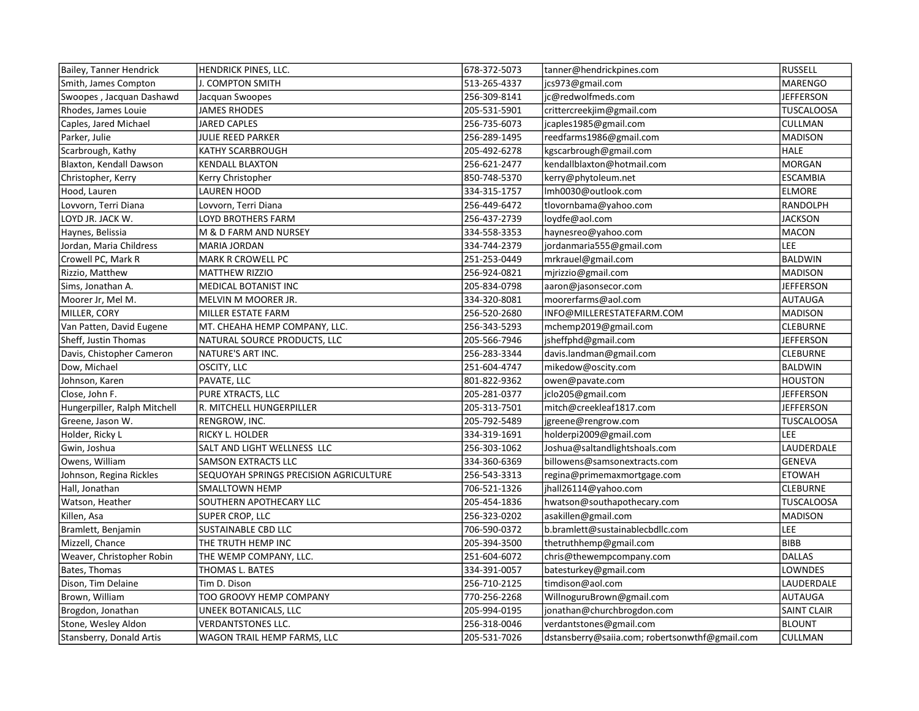| | | | | |
|---|---|---|---|---|
| Bailey, Tanner Hendrick | HENDRICK PINES, LLC. | 678-372-5073 | tanner@hendrickpines.com | RUSSELL |
| Smith, James Compton | J. COMPTON SMITH | 513-265-4337 | jcs973@gmail.com | MARENGO |
| Swoopes , Jacquan Dashawd | Jacquan Swoopes | 256-309-8141 | jc@redwolfmeds.com | JEFFERSON |
| Rhodes, James Louie | JAMES RHODES | 205-531-5901 | crittercreekjim@gmail.com | TUSCALOOSA |
| Caples, Jared Michael | JARED CAPLES | 256-735-6073 | jcaples1985@gmail.com | CULLMAN |
| Parker, Julie | JULIE REED PARKER | 256-289-1495 | reedfarms1986@gmail.com | MADISON |
| Scarbrough, Kathy | KATHY SCARBROUGH | 205-492-6278 | kgscarbrough@gmail.com | HALE |
| Blaxton, Kendall Dawson | KENDALL BLAXTON | 256-621-2477 | kendallblaxton@hotmail.com | MORGAN |
| Christopher, Kerry | Kerry Christopher | 850-748-5370 | kerry@phytoleum.net | ESCAMBIA |
| Hood, Lauren | LAUREN HOOD | 334-315-1757 | lmh0030@outlook.com | ELMORE |
| Lovvorn, Terri Diana | Lovvorn, Terri Diana | 256-449-6472 | tlovornbama@yahoo.com | RANDOLPH |
| LOYD JR. JACK W. | LOYD BROTHERS FARM | 256-437-2739 | loydfe@aol.com | JACKSON |
| Haynes, Belissia | M & D FARM AND NURSEY | 334-558-3353 | haynesreo@yahoo.com | MACON |
| Jordan, Maria Childress | MARIA JORDAN | 334-744-2379 | jordanmaria555@gmail.com | LEE |
| Crowell PC, Mark R | MARK R CROWELL PC | 251-253-0449 | mrkrauel@gmail.com | BALDWIN |
| Rizzio, Matthew | MATTHEW RIZZIO | 256-924-0821 | mjrizzio@gmail.com | MADISON |
| Sims, Jonathan A. | MEDICAL BOTANIST INC | 205-834-0798 | aaron@jasonsecor.com | JEFFERSON |
| Moorer Jr, Mel M. | MELVIN M MOORER JR. | 334-320-8081 | moorerfarms@aol.com | AUTAUGA |
| MILLER, CORY | MILLER ESTATE FARM | 256-520-2680 | INFO@MILLERESTATEFARM.COM | MADISON |
| Van Patten, David Eugene | MT. CHEAHA HEMP COMPANY, LLC. | 256-343-5293 | mchemp2019@gmail.com | CLEBURNE |
| Sheff, Justin Thomas | NATURAL SOURCE PRODUCTS, LLC | 205-566-7946 | jsheffphd@gmail.com | JEFFERSON |
| Davis, Chistopher Cameron | NATURE'S ART INC. | 256-283-3344 | davis.landman@gmail.com | CLEBURNE |
| Dow, Michael | OSCITY, LLC | 251-604-4747 | mikedow@oscity.com | BALDWIN |
| Johnson, Karen | PAVATE, LLC | 801-822-9362 | owen@pavate.com | HOUSTON |
| Close, John F. | PURE XTRACTS, LLC | 205-281-0377 | jclo205@gmail.com | JEFFERSON |
| Hungerpiller, Ralph Mitchell | R. MITCHELL HUNGERPILLER | 205-313-7501 | mitch@creekleaf1817.com | JEFFERSON |
| Greene, Jason W. | RENGROW, INC. | 205-792-5489 | jgreene@rengrow.com | TUSCALOOSA |
| Holder, Ricky L | RICKY L. HOLDER | 334-319-1691 | holderpi2009@gmail.com | LEE |
| Gwin, Joshua | SALT AND LIGHT WELLNESS LLC | 256-303-1062 | Joshua@saltandlightshoals.com | LAUDERDALE |
| Owens, William | SAMSON EXTRACTS LLC | 334-360-6369 | billowens@samsonextracts.com | GENEVA |
| Johnson, Regina Rickles | SEQUOYAH SPRINGS PRECISION AGRICULTURE | 256-543-3313 | regina@primemaxmortgage.com | ETOWAH |
| Hall, Jonathan | SMALLTOWN HEMP | 706-521-1326 | jhall26114@yahoo.com | CLEBURNE |
| Watson, Heather | SOUTHERN APOTHECARY LLC | 205-454-1836 | hwatson@southapothecary.com | TUSCALOOSA |
| Killen, Asa | SUPER CROP, LLC | 256-323-0202 | asakillen@gmail.com | MADISON |
| Bramlett, Benjamin | SUSTAINABLE CBD LLC | 706-590-0372 | b.bramlett@sustainablecbdllc.com | LEE |
| Mizzell, Chance | THE TRUTH HEMP INC | 205-394-3500 | thetruthhemp@gmail.com | BIBB |
| Weaver, Christopher Robin | THE WEMP COMPANY, LLC. | 251-604-6072 | chris@thewempcompany.com | DALLAS |
| Bates, Thomas | THOMAS L. BATES | 334-391-0057 | batesturkey@gmail.com | LOWNDES |
| Dison, Tim Delaine | Tim D. Dison | 256-710-2125 | timdison@aol.com | LAUDERDALE |
| Brown, William | TOO GROOVY HEMP COMPANY | 770-256-2268 | WillnoguruBrown@gmail.com | AUTAUGA |
| Brogdon, Jonathan | UNEEK BOTANICALS, LLC | 205-994-0195 | jonathan@churchbrogdon.com | SAINT CLAIR |
| Stone, Wesley Aldon | VERDANTSTONES LLC. | 256-318-0046 | verdantstones@gmail.com | BLOUNT |
| Stansberry, Donald Artis | WAGON TRAIL HEMP FARMS, LLC | 205-531-7026 | dstansberry@saiia.com; robertsonwthf@gmail.com | CULLMAN |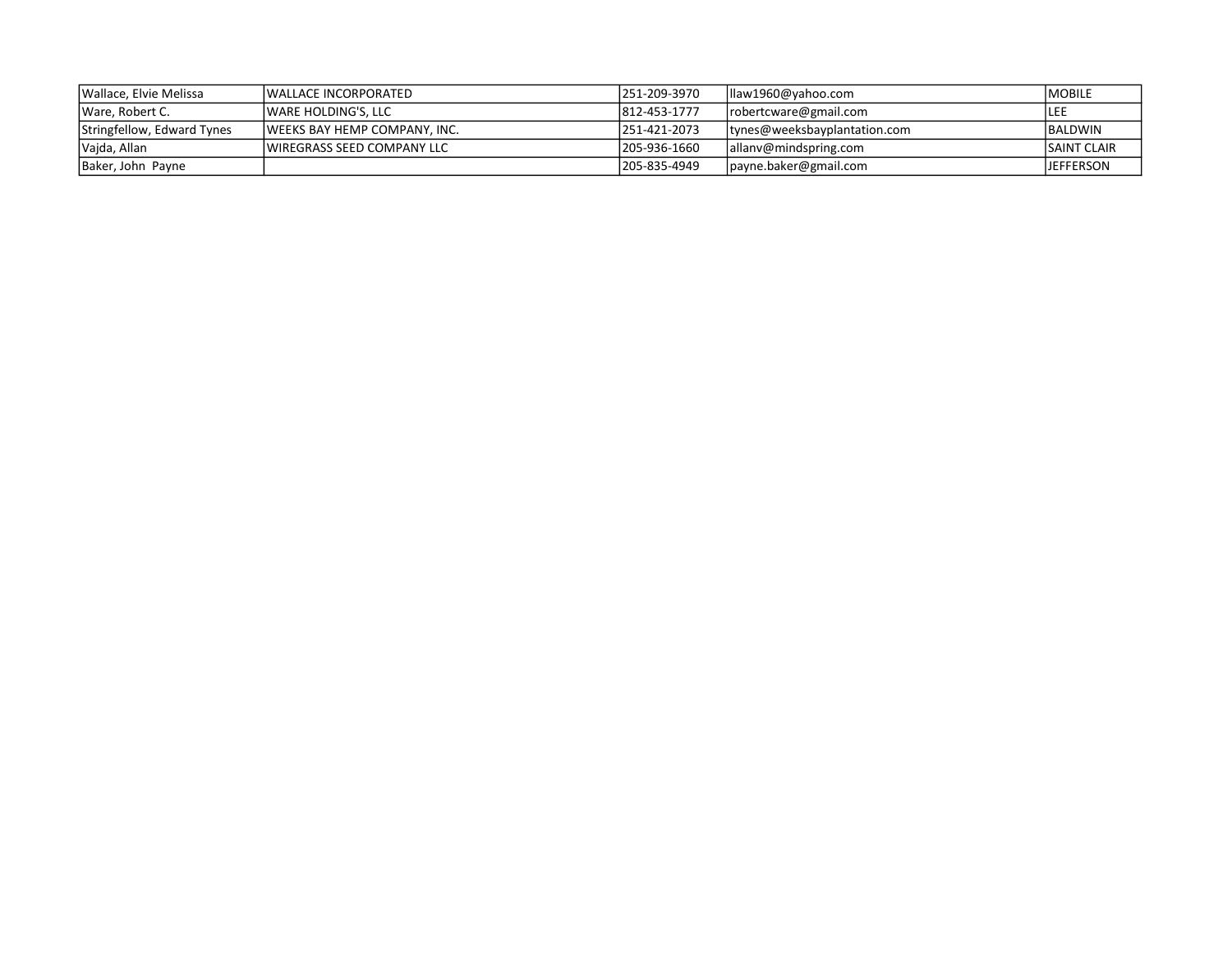| | | | | |
|---|---|---|---|---|
| Wallace, Elvie Melissa | WALLACE INCORPORATED | 251-209-3970 | llaw1960@yahoo.com | MOBILE |
| Ware, Robert C. | WARE HOLDING'S, LLC | 812-453-1777 | robertcware@gmail.com | LEE |
| Stringfellow, Edward Tynes | WEEKS BAY HEMP COMPANY, INC. | 251-421-2073 | tynes@weeksbayplantation.com | BALDWIN |
| Vajda, Allan | WIREGRASS SEED COMPANY LLC | 205-936-1660 | allanv@mindspring.com | SAINT CLAIR |
| Baker, John  Payne | | 205-835-4949 | payne.baker@gmail.com | JEFFERSON |